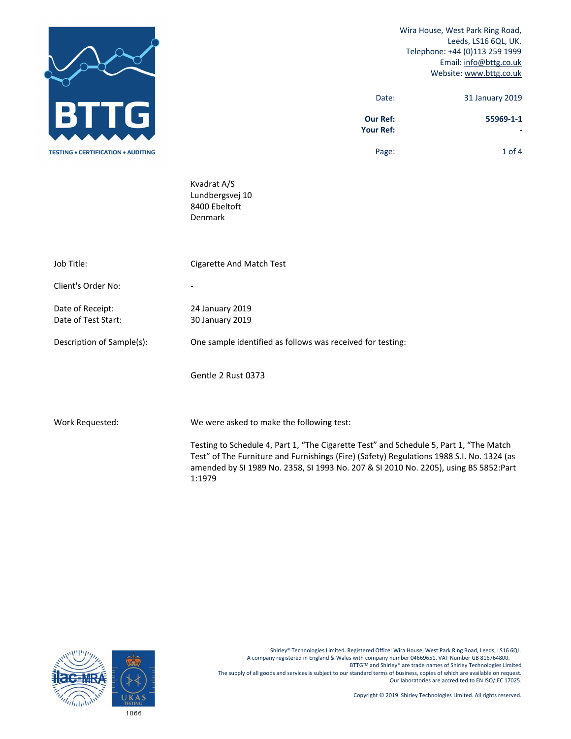BTTG

TESTING • CERTIFICATION • AUDITING

Wira House, West Park Ring Road,
Leeds, LS16 6QL, UK.
Telephone: +44 (0)113 259 1999
Email: info@bttg.co.uk
Website: www.bttg.co.uk

Date: 31 January 2019

**Our Ref:** **55969-1-1**
**Your Ref:** **-**

Kvadrat A/S
Lundbergsvej 10
8400 Ebeltoft
Denmark

| | |
|---|---|
| Job Title: | Cigarette And Match Test |
| Client's Order No: | - |
| Date of Receipt: | 24 January 2019 |
| Date of Test Start: | 30 January 2019 |
| Description of Sample(s): | One sample identified as follows was received for testing:<br><br>Gentle 2 Rust 0373 |
| Work Requested: | We were asked to make the following test:<br><br>Testing to Schedule 4, Part 1, "The Cigarette Test" and Schedule 5, Part 1, "The Match Test" of The Furniture and Furnishings (Fire) (Safety) Regulations 1988 S.I. No. 1324 (as amended by SI 1989 No. 2358, SI 1993 No. 207 & SI 2010 No. 2205), using BS 5852:Part 1:1979 |

Shirley® Technologies Limited. Registered Office: Wira House, West Park Ring Road, Leeds, LS16 6QL.
A company registered in England & Wales with company number 04669651. VAT Number GB 816764800.
BTTG™ and Shirley® are trade names of Shirley Technologies Limited
The supply of all goods and services is subject to our standard terms of business, copies of which are available on request.
Our laboratories are accredited to EN ISO/IEC 17025.

Copyright © 2019 Shirley Technologies Limited. All rights reserved.

UKAS TESTING 1066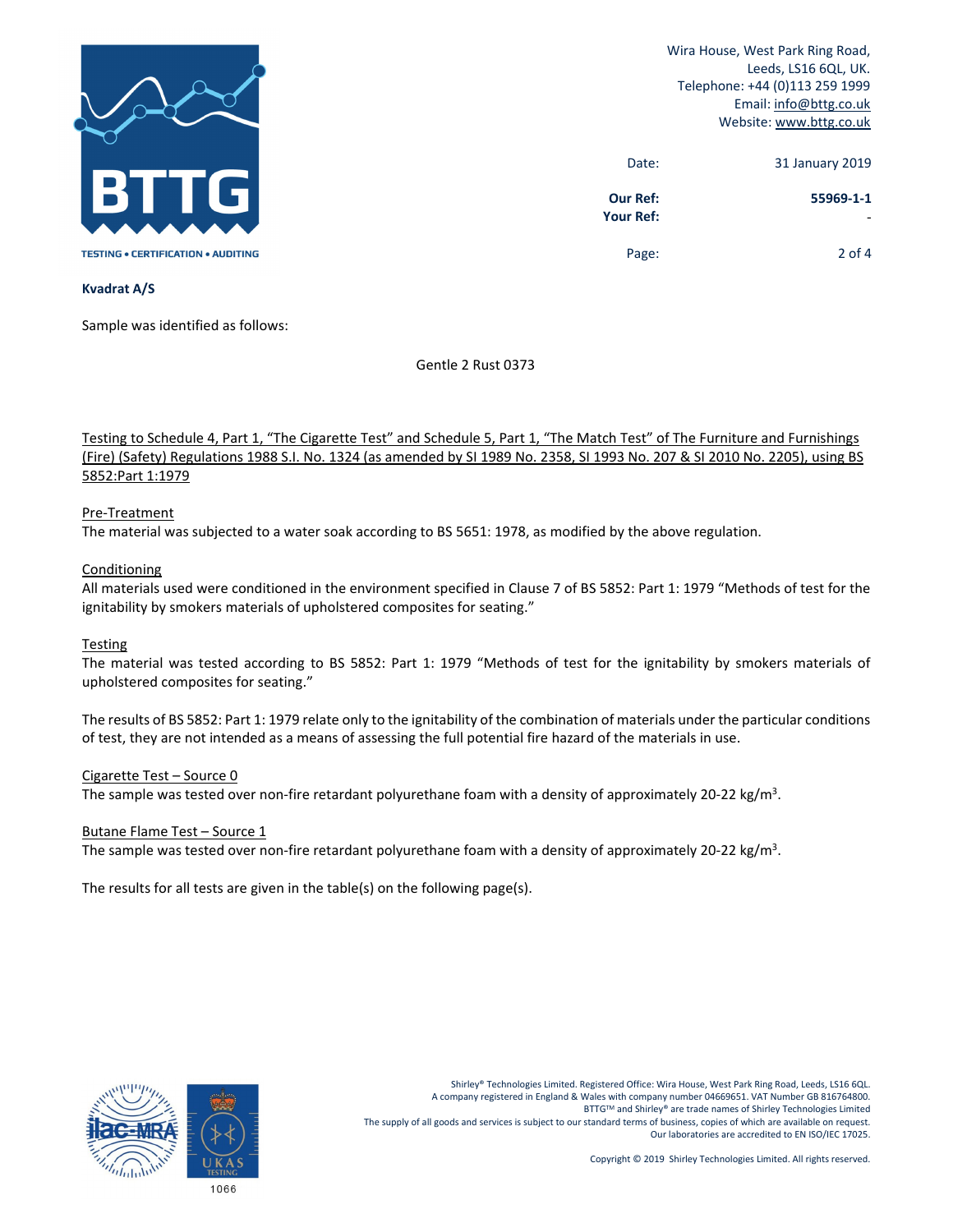Wira House, West Park Ring Road,
Leeds, LS16 6QL, UK.
Telephone: +44 (0)113 259 1999
Email: info@bttg.co.uk
Website: www.bttg.co.uk

Date: 31 January 2019

**Our Ref:** **55969-1-1**
**Your Ref:** -

**Kvadrat A/S**

Sample was identified as follows:

Gentle 2 Rust 0373

Testing to Schedule 4, Part 1, "The Cigarette Test" and Schedule 5, Part 1, "The Match Test" of The Furniture and Furnishings (Fire) (Safety) Regulations 1988 S.I. No. 1324 (as amended by SI 1989 No. 2358, SI 1993 No. 207 & SI 2010 No. 2205), using BS 5852:Part 1:1979

Pre-Treatment
The material was subjected to a water soak according to BS 5651: 1978, as modified by the above regulation.

Conditioning
All materials used were conditioned in the environment specified in Clause 7 of BS 5852: Part 1: 1979 "Methods of test for the ignitability by smokers materials of upholstered composites for seating."

Testing
The material was tested according to BS 5852: Part 1: 1979 "Methods of test for the ignitability by smokers materials of upholstered composites for seating."

The results of BS 5852: Part 1: 1979 relate only to the ignitability of the combination of materials under the particular conditions of test, they are not intended as a means of assessing the full potential fire hazard of the materials in use.

Cigarette Test – Source 0
The sample was tested over non-fire retardant polyurethane foam with a density of approximately 20-22 kg/m$^3$.

Butane Flame Test – Source 1
The sample was tested over non-fire retardant polyurethane foam with a density of approximately 20-22 kg/m$^3$.

The results for all tests are given in the table(s) on the following page(s).

Shirley® Technologies Limited. Registered Office: Wira House, West Park Ring Road, Leeds, LS16 6QL.
A company registered in England & Wales with company number 04669651. VAT Number GB 816764800.
BTTG™ and Shirley® are trade names of Shirley Technologies Limited
The supply of all goods and services is subject to our standard terms of business, copies of which are available on request.
Our laboratories are accredited to EN ISO/IEC 17025.

Copyright © 2019 Shirley Technologies Limited. All rights reserved.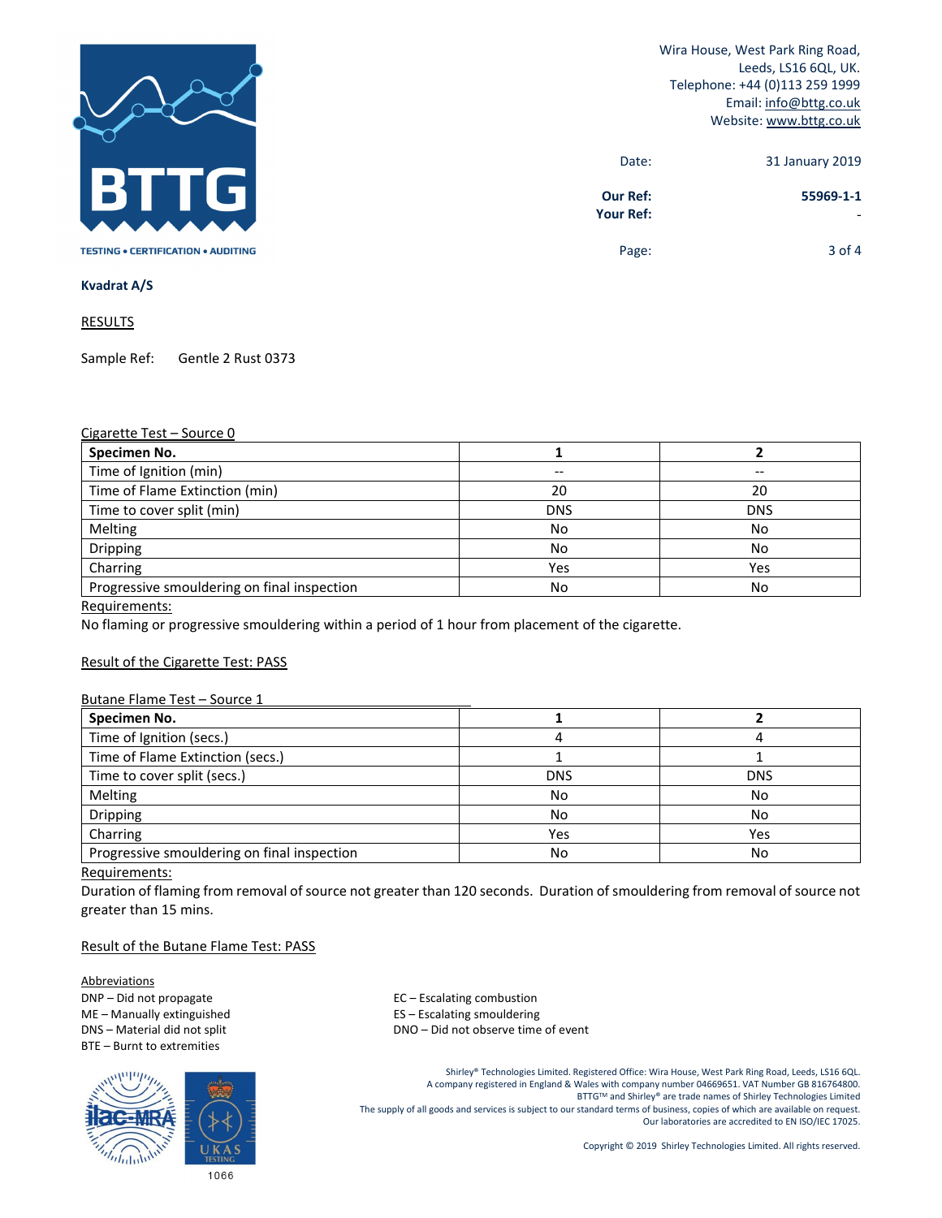Wira House, West Park Ring Road,
Leeds, LS16 6QL, UK.
Telephone: +44 (0)113 259 1999
Email: info@bttg.co.uk
Website: www.bttg.co.uk

Date: 31 January 2019

**Our Ref:** **55969-1-1**
**Your Ref:** -

**Kvadrat A/S**

RESULTS

Sample Ref: Gentle 2 Rust 0373

Cigarette Test – Source 0

| **Specimen No.** | **1** | **2** |
|---|---|---|
| Time of Ignition (min) | -- | -- |
| Time of Flame Extinction (min) | 20 | 20 |
| Time to cover split (min) | DNS | DNS |
| Melting | No | No |
| Dripping | No | No |
| Charring | Yes | Yes |
| Progressive smouldering on final inspection | No | No |

Requirements:
No flaming or progressive smouldering within a period of 1 hour from placement of the cigarette.

Result of the Cigarette Test: PASS

Butane Flame Test – Source 1

| **Specimen No.** | **1** | **2** |
|---|---|---|
| Time of Ignition (secs.) | 4 | 4 |
| Time of Flame Extinction (secs.) | 1 | 1 |
| Time to cover split (secs.) | DNS | DNS |
| Melting | No | No |
| Dripping | No | No |
| Charring | Yes | Yes |
| Progressive smouldering on final inspection | No | No |

Requirements:
Duration of flaming from removal of source not greater than 120 seconds. Duration of smouldering from removal of source not greater than 15 mins.

Result of the Butane Flame Test: PASS

Abbreviations
DNP – Did not propagate
ME – Manually extinguished
DNS – Material did not split
BTE – Burnt to extremities
EC – Escalating combustion
ES – Escalating smouldering
DNO – Did not observe time of event

Shirley® Technologies Limited. Registered Office: Wira House, West Park Ring Road, Leeds, LS16 6QL.
A company registered in England & Wales with company number 04669651. VAT Number GB 816764800.
BTTG™ and Shirley® are trade names of Shirley Technologies Limited
The supply of all goods and services is subject to our standard terms of business, copies of which are available on request.
Our laboratories are accredited to EN ISO/IEC 17025.

Copyright © 2019 Shirley Technologies Limited. All rights reserved.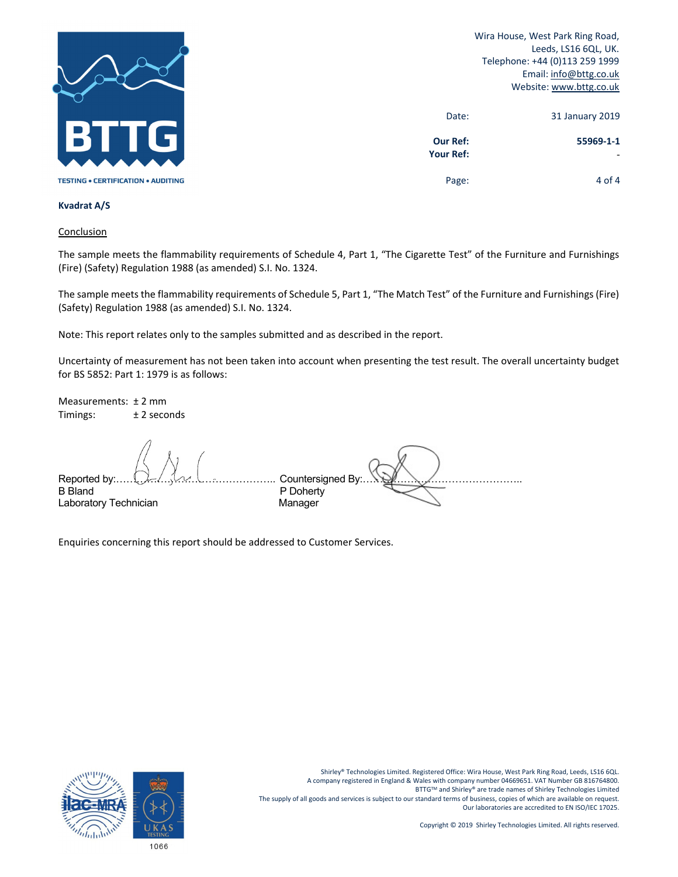Wira House, West Park Ring Road,
Leeds, LS16 6QL, UK.
Telephone: +44 (0)113 259 1999
Email: info@bttg.co.uk
Website: www.bttg.co.uk

Date: 31 January 2019

**Our Ref:** **55969-1-1**
**Your Ref:** -

**Kvadrat A/S**

Conclusion

The sample meets the flammability requirements of Schedule 4, Part 1, "The Cigarette Test" of the Furniture and Furnishings (Fire) (Safety) Regulation 1988 (as amended) S.I. No. 1324.

The sample meets the flammability requirements of Schedule 5, Part 1, "The Match Test" of the Furniture and Furnishings (Fire) (Safety) Regulation 1988 (as amended) S.I. No. 1324.

Note: This report relates only to the samples submitted and as described in the report.

Uncertainty of measurement has not been taken into account when presenting the test result. The overall uncertainty budget for BS 5852: Part 1: 1979 is as follows:

Measurements: ± 2 mm
Timings: ± 2 seconds

Reported by:………………………………….. Countersigned By:………………………………………..
B Bland P Doherty
Laboratory Technician Manager

Enquiries concerning this report should be addressed to Customer Services.

Shirley® Technologies Limited. Registered Office: Wira House, West Park Ring Road, Leeds, LS16 6QL.
A company registered in England & Wales with company number 04669651. VAT Number GB 816764800.
BTTG™ and Shirley® are trade names of Shirley Technologies Limited
The supply of all goods and services is subject to our standard terms of business, copies of which are available on request.
Our laboratories are accredited to EN ISO/IEC 17025.

Copyright © 2019 Shirley Technologies Limited. All rights reserved.